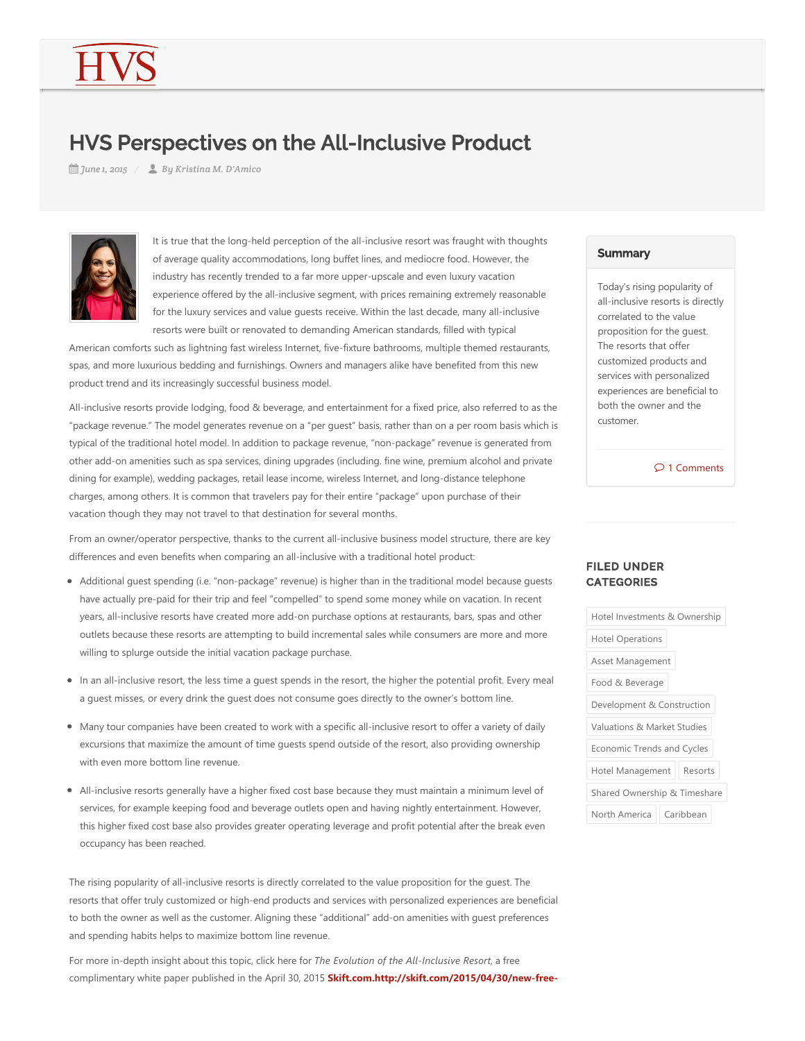# HVS Perspectives on the All-Inclusive Product

June 1, 2015 / By Kristina M. D'Amico

It is true that the long-held perception of the all-inclusive resort was fraught with thoughts of average quality accommodations, long buffet lines, and mediocre food. However, the industry has recently trended to a far more upper-upscale and even luxury vacation experience offered by the all-inclusive segment, with prices remaining extremely reasonable for the luxury services and value guests receive. Within the last decade, many all-inclusive resorts were built or renovated to demanding American standards, filled with typical American comforts such as lightning fast wireless Internet, five-fixture bathrooms, multiple themed restaurants, spas, and more luxurious bedding and furnishings. Owners and managers alike have benefited from this new product trend and its increasingly successful business model.

All-inclusive resorts provide lodging, food & beverage, and entertainment for a fixed price, also referred to as the "package revenue." The model generates revenue on a "per guest" basis, rather than on a per room basis which is typical of the traditional hotel model. In addition to package revenue, "non-package" revenue is generated from other add-on amenities such as spa services, dining upgrades (including. fine wine, premium alcohol and private dining for example), wedding packages, retail lease income, wireless Internet, and long-distance telephone charges, among others. It is common that travelers pay for their entire "package" upon purchase of their vacation though they may not travel to that destination for several months.

From an owner/operator perspective, thanks to the current all-inclusive business model structure, there are key differences and even benefits when comparing an all-inclusive with a traditional hotel product:

- Additional guest spending (i.e. "non-package" revenue) is higher than in the traditional model because guests have actually pre-paid for their trip and feel "compelled" to spend some money while on vacation. In recent years, all-inclusive resorts have created more add-on purchase options at restaurants, bars, spas and other outlets because these resorts are attempting to build incremental sales while consumers are more and more willing to splurge outside the initial vacation package purchase.
- In an all-inclusive resort, the less time a guest spends in the resort, the higher the potential profit. Every meal a guest misses, or every drink the guest does not consume goes directly to the owner's bottom line.
- Many tour companies have been created to work with a specific all-inclusive resort to offer a variety of daily excursions that maximize the amount of time guests spend outside of the resort, also providing ownership with even more bottom line revenue.
- All-inclusive resorts generally have a higher fixed cost base because they must maintain a minimum level of services, for example keeping food and beverage outlets open and having nightly entertainment. However, this higher fixed cost base also provides greater operating leverage and profit potential after the break even occupancy has been reached.

The rising popularity of all-inclusive resorts is directly correlated to the value proposition for the guest. The resorts that offer truly customized or high-end products and services with personalized experiences are beneficial to both the owner as well as the customer. Aligning these "additional" add-on amenities with guest preferences and spending habits helps to maximize bottom line revenue.

For more in-depth insight about this topic, click here for *The Evolution of the All-Inclusive Resort*, a free complimentary white paper published in the April 30, 2015 **Skift.com.http://skift.com/2015/04/30/new-free-**

## Summary

Today's rising popularity of all-inclusive resorts is directly correlated to the value proposition for the guest. The resorts that offer customized products and services with personalized experiences are beneficial to both the owner and the customer.

1 Comments

## FILED UNDER CATEGORIES

Hotel Investments & Ownership
Hotel Operations
Asset Management
Food & Beverage
Development & Construction
Valuations & Market Studies
Economic Trends and Cycles
Hotel Management
Resorts
Shared Ownership & Timeshare
North America
Caribbean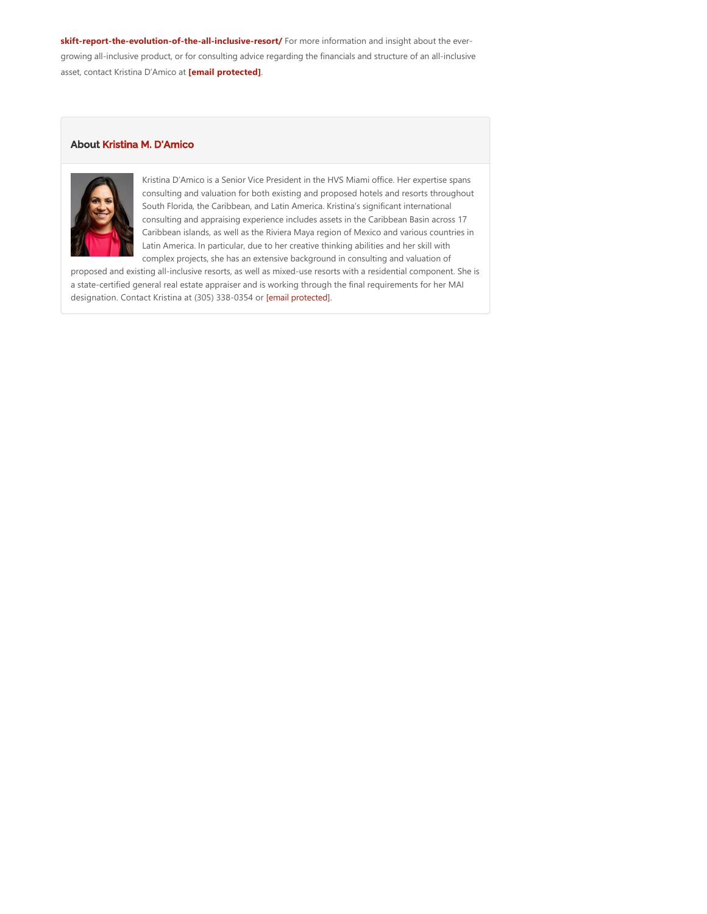**skift-report-the-evolution-of-the-all-inclusive-resort/** For more information and insight about the ever-growing all-inclusive product, or for consulting advice regarding the financials and structure of an all-inclusive asset, contact Kristina D'Amico at **[email protected]**.

### About Kristina M. D'Amico

Kristina D'Amico is a Senior Vice President in the HVS Miami office. Her expertise spans consulting and valuation for both existing and proposed hotels and resorts throughout South Florida, the Caribbean, and Latin America. Kristina's significant international consulting and appraising experience includes assets in the Caribbean Basin across 17 Caribbean islands, as well as the Riviera Maya region of Mexico and various countries in Latin America. In particular, due to her creative thinking abilities and her skill with complex projects, she has an extensive background in consulting and valuation of proposed and existing all-inclusive resorts, as well as mixed-use resorts with a residential component. She is a state-certified general real estate appraiser and is working through the final requirements for her MAI designation. Contact Kristina at (305) 338-0354 or [email protected].